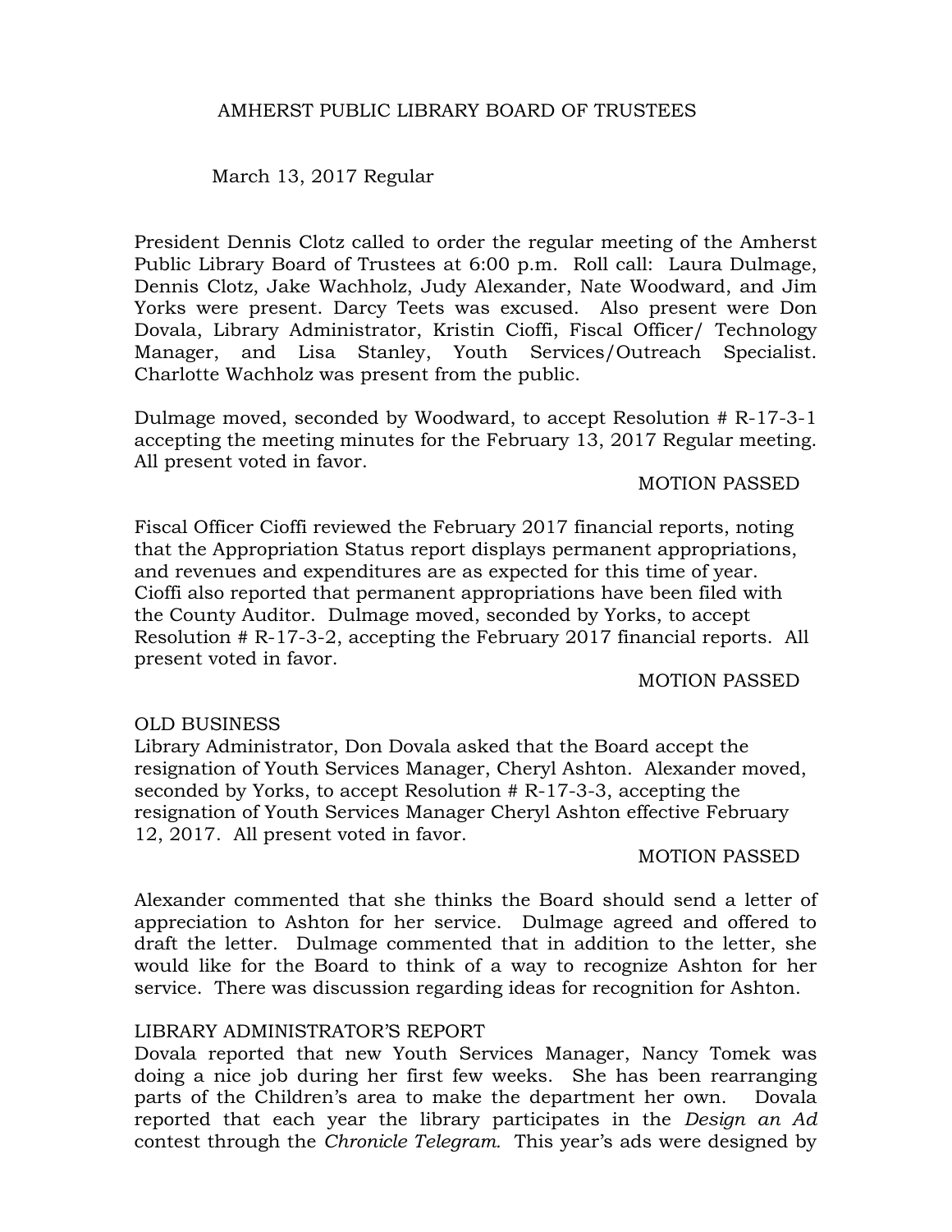# AMHERST PUBLIC LIBRARY BOARD OF TRUSTEES

March 13, 2017 Regular

President Dennis Clotz called to order the regular meeting of the Amherst Public Library Board of Trustees at 6:00 p.m. Roll call: Laura Dulmage, Dennis Clotz, Jake Wachholz, Judy Alexander, Nate Woodward, and Jim Yorks were present. Darcy Teets was excused. Also present were Don Dovala, Library Administrator, Kristin Cioffi, Fiscal Officer/ Technology Manager, and Lisa Stanley, Youth Services/Outreach Specialist. Charlotte Wachholz was present from the public.

Dulmage moved, seconded by Woodward, to accept Resolution # R-17-3-1 accepting the meeting minutes for the February 13, 2017 Regular meeting. All present voted in favor.

MOTION PASSED

Fiscal Officer Cioffi reviewed the February 2017 financial reports, noting that the Appropriation Status report displays permanent appropriations, and revenues and expenditures are as expected for this time of year. Cioffi also reported that permanent appropriations have been filed with the County Auditor. Dulmage moved, seconded by Yorks, to accept Resolution # R-17-3-2, accepting the February 2017 financial reports. All present voted in favor.

MOTION PASSED

OLD BUSINESS

Library Administrator, Don Dovala asked that the Board accept the resignation of Youth Services Manager, Cheryl Ashton. Alexander moved, seconded by Yorks, to accept Resolution # R-17-3-3, accepting the resignation of Youth Services Manager Cheryl Ashton effective February 12, 2017. All present voted in favor.

MOTION PASSED

Alexander commented that she thinks the Board should send a letter of appreciation to Ashton for her service. Dulmage agreed and offered to draft the letter. Dulmage commented that in addition to the letter, she would like for the Board to think of a way to recognize Ashton for her service. There was discussion regarding ideas for recognition for Ashton.

LIBRARY ADMINISTRATOR'S REPORT

Dovala reported that new Youth Services Manager, Nancy Tomek was doing a nice job during her first few weeks. She has been rearranging parts of the Children's area to make the department her own. Dovala reported that each year the library participates in the *Design an Ad* contest through the *Chronicle Telegram*. This year's ads were designed by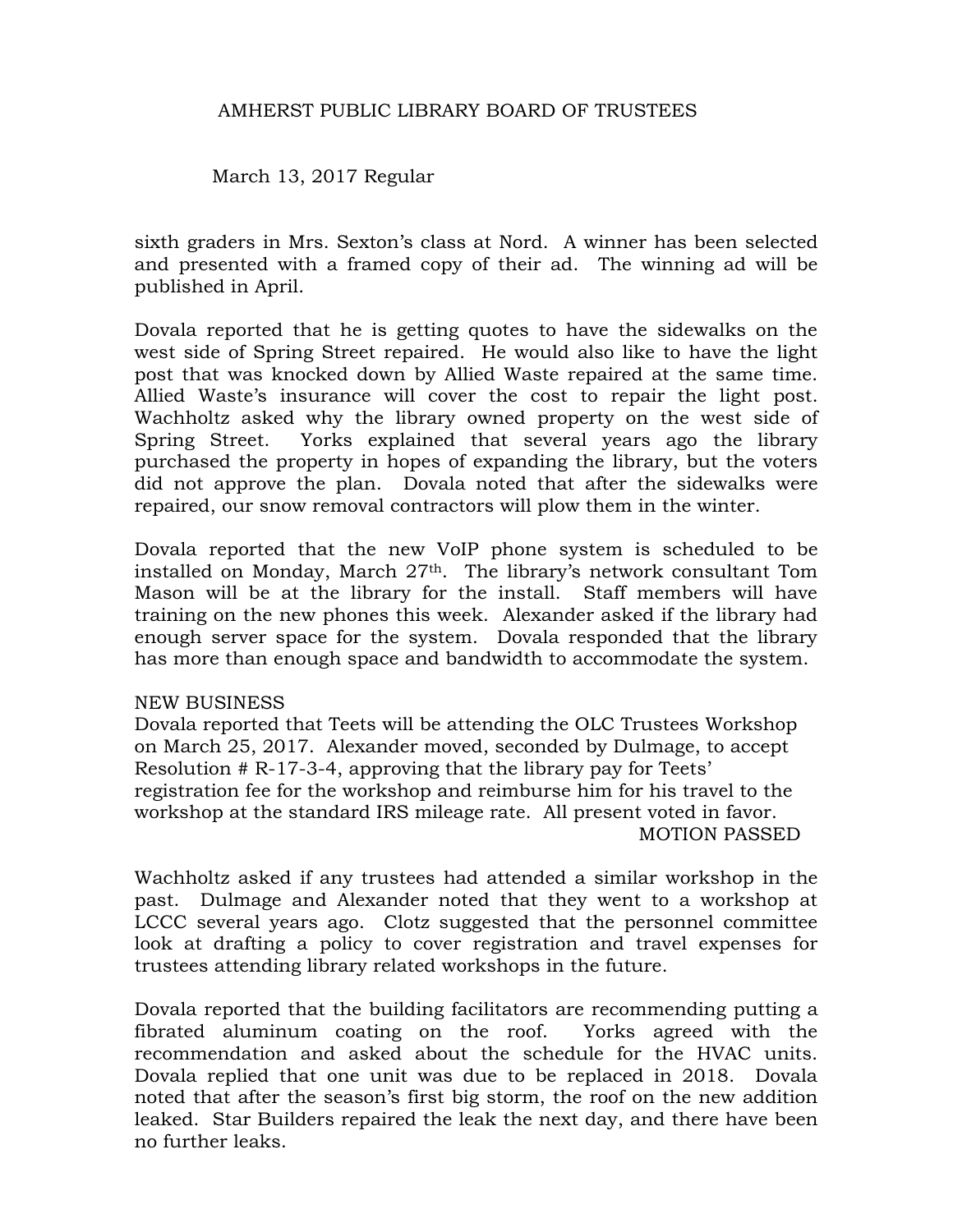sixth graders in Mrs. Sexton's class at Nord. A winner has been selected and presented with a framed copy of their ad. The winning ad will be published in April.

Dovala reported that he is getting quotes to have the sidewalks on the west side of Spring Street repaired. He would also like to have the light post that was knocked down by Allied Waste repaired at the same time. Allied Waste's insurance will cover the cost to repair the light post. Wachholtz asked why the library owned property on the west side of Spring Street. Yorks explained that several years ago the library purchased the property in hopes of expanding the library, but the voters did not approve the plan. Dovala noted that after the sidewalks were repaired, our snow removal contractors will plow them in the winter.

Dovala reported that the new VoIP phone system is scheduled to be installed on Monday, March 27th. The library's network consultant Tom Mason will be at the library for the install. Staff members will have training on the new phones this week. Alexander asked if the library had enough server space for the system. Dovala responded that the library has more than enough space and bandwidth to accommodate the system.

NEW BUSINESS

Dovala reported that Teets will be attending the OLC Trustees Workshop on March 25, 2017. Alexander moved, seconded by Dulmage, to accept Resolution # R-17-3-4, approving that the library pay for Teets' registration fee for the workshop and reimburse him for his travel to the workshop at the standard IRS mileage rate. All present voted in favor.

MOTION PASSED

Wachholtz asked if any trustees had attended a similar workshop in the past. Dulmage and Alexander noted that they went to a workshop at LCCC several years ago. Clotz suggested that the personnel committee look at drafting a policy to cover registration and travel expenses for trustees attending library related workshops in the future.

Dovala reported that the building facilitators are recommending putting a fibrated aluminum coating on the roof. Yorks agreed with the recommendation and asked about the schedule for the HVAC units. Dovala replied that one unit was due to be replaced in 2018. Dovala noted that after the season's first big storm, the roof on the new addition leaked. Star Builders repaired the leak the next day, and there have been no further leaks.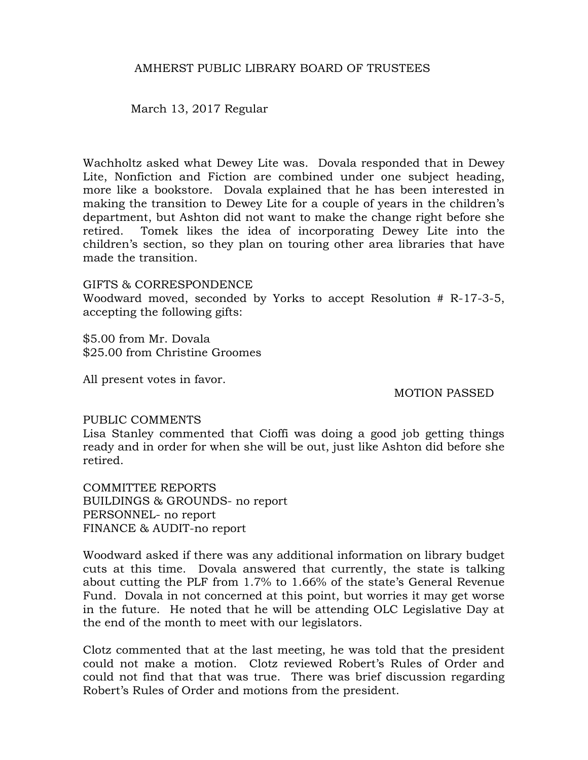AMHERST PUBLIC LIBRARY BOARD OF TRUSTEES

March 13, 2017 Regular

Wachholtz asked what Dewey Lite was. Dovala responded that in Dewey Lite, Nonfiction and Fiction are combined under one subject heading, more like a bookstore. Dovala explained that he has been interested in making the transition to Dewey Lite for a couple of years in the children's department, but Ashton did not want to make the change right before she retired. Tomek likes the idea of incorporating Dewey Lite into the children's section, so they plan on touring other area libraries that have made the transition.

GIFTS & CORRESPONDENCE
Woodward moved, seconded by Yorks to accept Resolution # R-17-3-5, accepting the following gifts:

$5.00 from Mr. Dovala
$25.00 from Christine Groomes

All present votes in favor.

MOTION PASSED

PUBLIC COMMENTS
Lisa Stanley commented that Cioffi was doing a good job getting things ready and in order for when she will be out, just like Ashton did before she retired.

COMMITTEE REPORTS
BUILDINGS & GROUNDS- no report
PERSONNEL- no report
FINANCE & AUDIT-no report

Woodward asked if there was any additional information on library budget cuts at this time. Dovala answered that currently, the state is talking about cutting the PLF from 1.7% to 1.66% of the state's General Revenue Fund. Dovala in not concerned at this point, but worries it may get worse in the future. He noted that he will be attending OLC Legislative Day at the end of the month to meet with our legislators.

Clotz commented that at the last meeting, he was told that the president could not make a motion. Clotz reviewed Robert's Rules of Order and could not find that that was true. There was brief discussion regarding Robert's Rules of Order and motions from the president.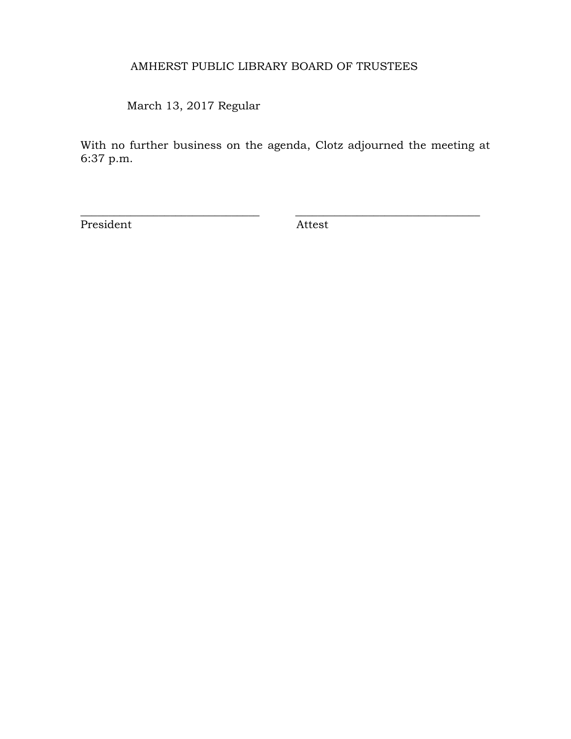AMHERST PUBLIC LIBRARY BOARD OF TRUSTEES

March 13, 2017 Regular

With no further business on the agenda, Clotz adjourned the meeting at 6:37 p.m.

| | |
|---|---|
| _______________________________ | _______________________________ |
| President | Attest |